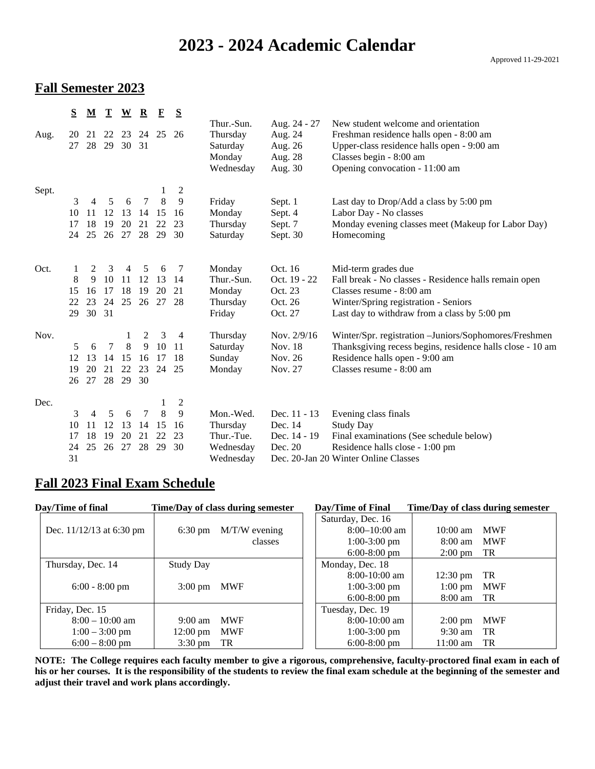# 2023 - 2024 Academic Calendar

Approved 11-29-2021

## Fall Semester 2023

| Month | S | M | T | W | R | F | S |
|---|---|---|---|---|---|---|---|
| Aug. | 20 | 21 | 22 | 23 | 24 | 25 | 26 |
| | 27 | 28 | 29 | 30 | 31 | | |
| Sept. | | | | | | 1 | 2 |
| | 3 | 4 | 5 | 6 | 7 | 8 | 9 |
| | 10 | 11 | 12 | 13 | 14 | 15 | 16 |
| | 17 | 18 | 19 | 20 | 21 | 22 | 23 |
| | 24 | 25 | 26 | 27 | 28 | 29 | 30 |
| Oct. | 1 | 2 | 3 | 4 | 5 | 6 | 7 |
| | 8 | 9 | 10 | 11 | 12 | 13 | 14 |
| | 15 | 16 | 17 | 18 | 19 | 20 | 21 |
| | 22 | 23 | 24 | 25 | 26 | 27 | 28 |
| | 29 | 30 | 31 | | | | |
| Nov. | | | | 1 | 2 | 3 | 4 |
| | 5 | 6 | 7 | 8 | 9 | 10 | 11 |
| | 12 | 13 | 14 | 15 | 16 | 17 | 18 |
| | 19 | 20 | 21 | 22 | 23 | 24 | 25 |
| | 26 | 27 | 28 | 29 | 30 | | |
| Dec. | | | | | | 1 | 2 |
| | 3 | 4 | 5 | 6 | 7 | 8 | 9 |
| | 10 | 11 | 12 | 13 | 14 | 15 | 16 |
| | 17 | 18 | 19 | 20 | 21 | 22 | 23 |
| | 24 | 25 | 26 | 27 | 28 | 29 | 30 |
| | 31 | | | | | | |

| Day | Date | Event |
|---|---|---|
| Thur.-Sun. | Aug. 24 - 27 | New student welcome and orientation |
| Thursday | Aug. 24 | Freshman residence halls open - 8:00 am |
| Saturday | Aug. 26 | Upper-class residence halls open - 9:00 am |
| Monday | Aug. 28 | Classes begin - 8:00 am |
| Wednesday | Aug. 30 | Opening convocation - 11:00 am |
| Friday | Sept. 1 | Last day to Drop/Add a class by 5:00 pm |
| Monday | Sept. 4 | Labor Day - No classes |
| Thursday | Sept. 7 | Monday evening classes meet (Makeup for Labor Day) |
| Saturday | Sept. 30 | Homecoming |
| Monday | Oct. 16 | Mid-term grades due |
| Thur.-Sun. | Oct. 19 - 22 | Fall break - No classes - Residence halls remain open |
| Monday | Oct. 23 | Classes resume - 8:00 am |
| Thursday | Oct. 26 | Winter/Spring registration - Seniors |
| Friday | Oct. 27 | Last day to withdraw from a class by 5:00 pm |
| Thursday | Nov. 2/9/16 | Winter/Spr. registration –Juniors/Sophomores/Freshmen |
| Saturday | Nov. 18 | Thanksgiving recess begins, residence halls close - 10 am |
| Sunday | Nov. 26 | Residence halls open - 9:00 am |
| Monday | Nov. 27 | Classes resume - 8:00 am |
| Mon.-Wed. | Dec. 11 - 13 | Evening class finals |
| Thursday | Dec. 14 | Study Day |
| Thur.-Tue. | Dec. 14 - 19 | Final examinations (See schedule below) |
| Wednesday | Dec. 20 | Residence halls close - 1:00 pm |
| Wednesday | Dec. 20-Jan 20 | Winter Online Classes |

## Fall 2023 Final Exam Schedule

| Day/Time of final | Time/Day of class during semester |
|---|---|
| Dec. 11/12/13 at 6:30 pm | 6:30 pm M/T/W evening classes |
| **Thursday, Dec. 14** | Study Day |
| 6:00 - 8:00 pm | 3:00 pm MWF |
| **Friday, Dec. 15** | |
| 8:00 – 10:00 am | 9:00 am MWF |
| 1:00 – 3:00 pm | 12:00 pm MWF |
| 6:00 – 8:00 pm | 3:30 pm TR |

| Day/Time of Final | Time/Day of class during semester |
|---|---|
| **Saturday, Dec. 16** | |
| 8:00–10:00 am | 10:00 am MWF |
| 1:00-3:00 pm | 8:00 am MWF |
| 6:00-8:00 pm | 2:00 pm TR |
| **Monday, Dec. 18** | |
| 8:00-10:00 am | 12:30 pm TR |
| 1:00-3:00 pm | 1:00 pm MWF |
| 6:00-8:00 pm | 8:00 am TR |
| **Tuesday, Dec. 19** | |
| 8:00-10:00 am | 2:00 pm MWF |
| 1:00-3:00 pm | 9:30 am TR |
| 6:00-8:00 pm | 11:00 am TR |

**NOTE: The College requires each faculty member to give a rigorous, comprehensive, faculty-proctored final exam in each of his or her courses. It is the responsibility of the students to review the final exam schedule at the beginning of the semester and adjust their travel and work plans accordingly.**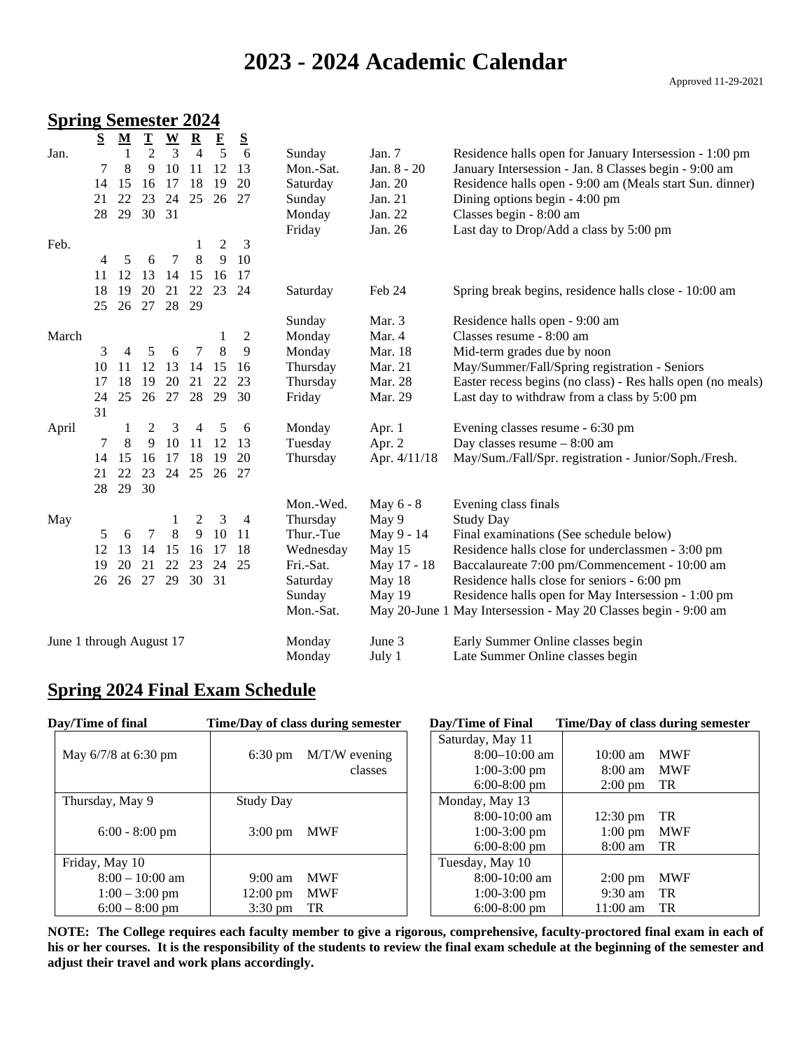# 2023 - 2024 Academic Calendar

Approved 11-29-2021

## Spring Semester 2024

| | S | M | T | W | R | F | S |
|---|---|---|---|---|---|---|---|
| Jan. | | 1 | 2 | 3 | 4 | 5 | 6 |
| | 7 | 8 | 9 | 10 | 11 | 12 | 13 |
| | 14 | 15 | 16 | 17 | 18 | 19 | 20 |
| | 21 | 22 | 23 | 24 | 25 | 26 | 27 |
| | 28 | 29 | 30 | 31 | | | |
| Feb. | | | | | 1 | 2 | 3 |
| | 4 | 5 | 6 | 7 | 8 | 9 | 10 |
| | 11 | 12 | 13 | 14 | 15 | 16 | 17 |
| | 18 | 19 | 20 | 21 | 22 | 23 | 24 |
| | 25 | 26 | 27 | 28 | 29 | | |
| March | | | | | | 1 | 2 |
| | 3 | 4 | 5 | 6 | 7 | 8 | 9 |
| | 10 | 11 | 12 | 13 | 14 | 15 | 16 |
| | 17 | 18 | 19 | 20 | 21 | 22 | 23 |
| | 24 | 25 | 26 | 27 | 28 | 29 | 30 |
| | 31 | | | | | | |
| April | | 1 | 2 | 3 | 4 | 5 | 6 |
| | 7 | 8 | 9 | 10 | 11 | 12 | 13 |
| | 14 | 15 | 16 | 17 | 18 | 19 | 20 |
| | 21 | 22 | 23 | 24 | 25 | 26 | 27 |
| | 28 | 29 | 30 | | | | |
| May | | | | 1 | 2 | 3 | 4 |
| | 5 | 6 | 7 | 8 | 9 | 10 | 11 |
| | 12 | 13 | 14 | 15 | 16 | 17 | 18 |
| | 19 | 20 | 21 | 22 | 23 | 24 | 25 |
| | 26 | 26 | 27 | 29 | 30 | 31 | |

June 1 through August 17

| | | |
|---|---|---|
| Sunday | Jan. 7 | Residence halls open for January Intersession - 1:00 pm |
| Mon.-Sat. | Jan. 8 - 20 | January Intersession - Jan. 8 Classes begin - 9:00 am |
| Saturday | Jan. 20 | Residence halls open - 9:00 am (Meals start Sun. dinner) |
| Sunday | Jan. 21 | Dining options begin - 4:00 pm |
| Monday | Jan. 22 | Classes begin - 8:00 am |
| Friday | Jan. 26 | Last day to Drop/Add a class by 5:00 pm |
| Saturday | Feb 24 | Spring break begins, residence halls close - 10:00 am |
| Sunday | Mar. 3 | Residence halls open - 9:00 am |
| Monday | Mar. 4 | Classes resume - 8:00 am |
| Monday | Mar. 18 | Mid-term grades due by noon |
| Thursday | Mar. 21 | May/Summer/Fall/Spring registration - Seniors |
| Thursday | Mar. 28 | Easter recess begins (no class) - Res halls open (no meals) |
| Friday | Mar. 29 | Last day to withdraw from a class by 5:00 pm |
| Monday | Apr. 1 | Evening classes resume - 6:30 pm |
| Tuesday | Apr. 2 | Day classes resume – 8:00 am |
| Thursday | Apr. 4/11/18 | May/Sum./Fall/Spr. registration - Junior/Soph./Fresh. |
| Mon.-Wed. | May 6 - 8 | Evening class finals |
| Thursday | May 9 | Study Day |
| Thur.-Tue | May 9 - 14 | Final examinations (See schedule below) |
| Wednesday | May 15 | Residence halls close for underclassmen - 3:00 pm |
| Fri.-Sat. | May 17 - 18 | Baccalaureate 7:00 pm/Commencement - 10:00 am |
| Saturday | May 18 | Residence halls close for seniors - 6:00 pm |
| Sunday | May 19 | Residence halls open for May Intersession - 1:00 pm |
| Mon.-Sat. | May 20-June 1 | May Intersession - May 20 Classes begin - 9:00 am |
| Monday | June 3 | Early Summer Online classes begin |
| Monday | July 1 | Late Summer Online classes begin |

## Spring 2024 Final Exam Schedule

| Day/Time of final | Time/Day of class during semester |
|---|---|
| May 6/7/8 at 6:30 pm | 6:30 pm M/T/W evening classes |
| Thursday, May 9 | Study Day |
| 6:00 - 8:00 pm | 3:00 pm MWF |
| Friday, May 10 | |
| 8:00 – 10:00 am | 9:00 am MWF |
| 1:00 – 3:00 pm | 12:00 pm MWF |
| 6:00 – 8:00 pm | 3:30 pm TR |

| Day/Time of Final | Time/Day of class during semester |
|---|---|
| Saturday, May 11 | |
| 8:00–10:00 am | 10:00 am MWF |
| 1:00-3:00 pm | 8:00 am MWF |
| 6:00-8:00 pm | 2:00 pm TR |
| Monday, May 13 | |
| 8:00-10:00 am | 12:30 pm TR |
| 1:00-3:00 pm | 1:00 pm MWF |
| 6:00-8:00 pm | 8:00 am TR |
| Tuesday, May 10 | |
| 8:00-10:00 am | 2:00 pm MWF |
| 1:00-3:00 pm | 9:30 am TR |
| 6:00-8:00 pm | 11:00 am TR |

**NOTE: The College requires each faculty member to give a rigorous, comprehensive, faculty-proctored final exam in each of his or her courses. It is the responsibility of the students to review the final exam schedule at the beginning of the semester and adjust their travel and work plans accordingly.**